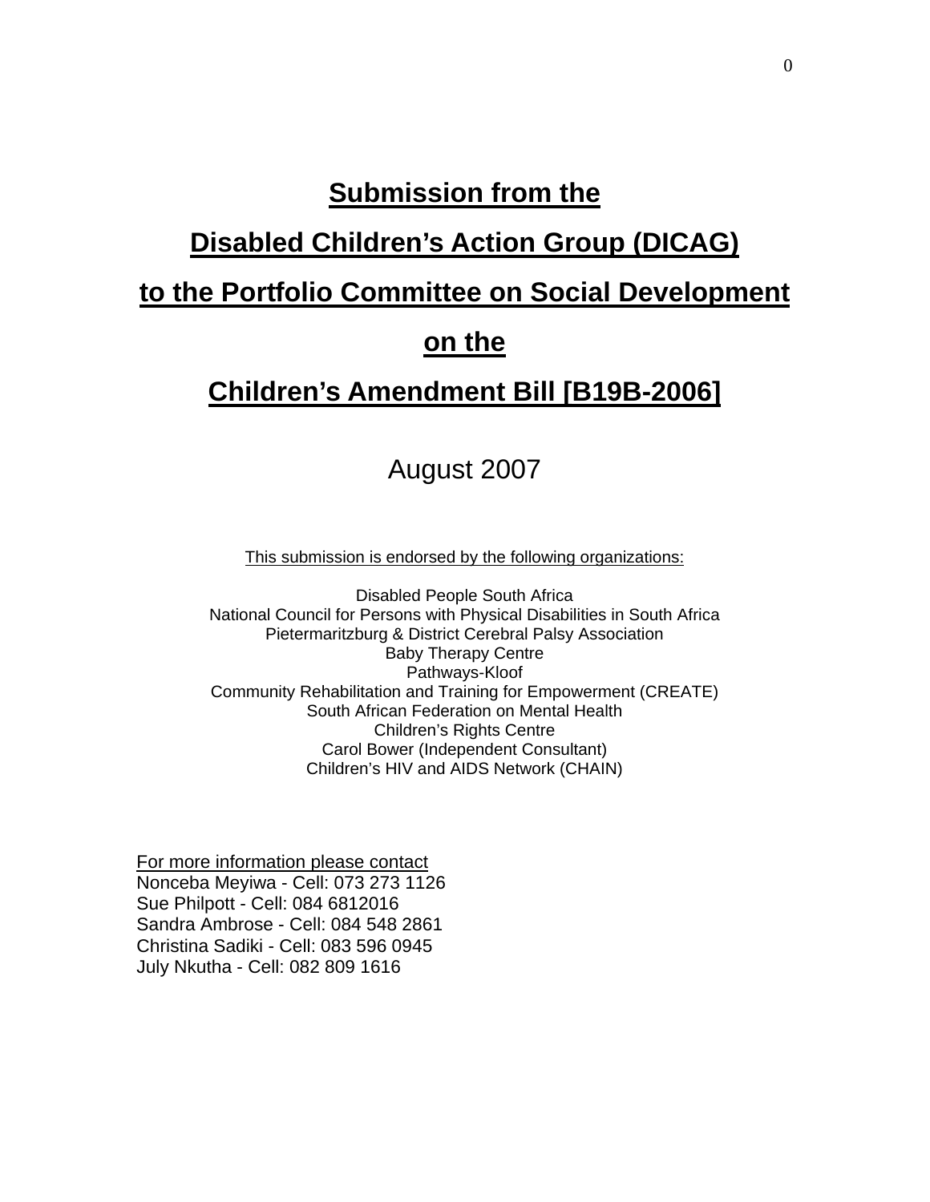# Submission from the

# Disabled Children's Action Group (DICAG)

# to the Portfolio Committee on Social Development

# on the

# Children's Amendment Bill [B19B-2006]

August 2007

This submission is endorsed by the following organizations:

Disabled People South Africa
National Council for Persons with Physical Disabilities in South Africa
Pietermaritzburg & District Cerebral Palsy Association
Baby Therapy Centre
Pathways-Kloof
Community Rehabilitation and Training for Empowerment (CREATE)
South African Federation on Mental Health
Children's Rights Centre
Carol Bower (Independent Consultant)
Children's HIV and AIDS Network (CHAIN)

For more information please contact
Nonceba Meyiwa - Cell: 073 273 1126
Sue Philpott - Cell: 084 6812016
Sandra Ambrose - Cell: 084 548 2861
Christina Sadiki - Cell: 083 596 0945
July Nkutha - Cell: 082 809 1616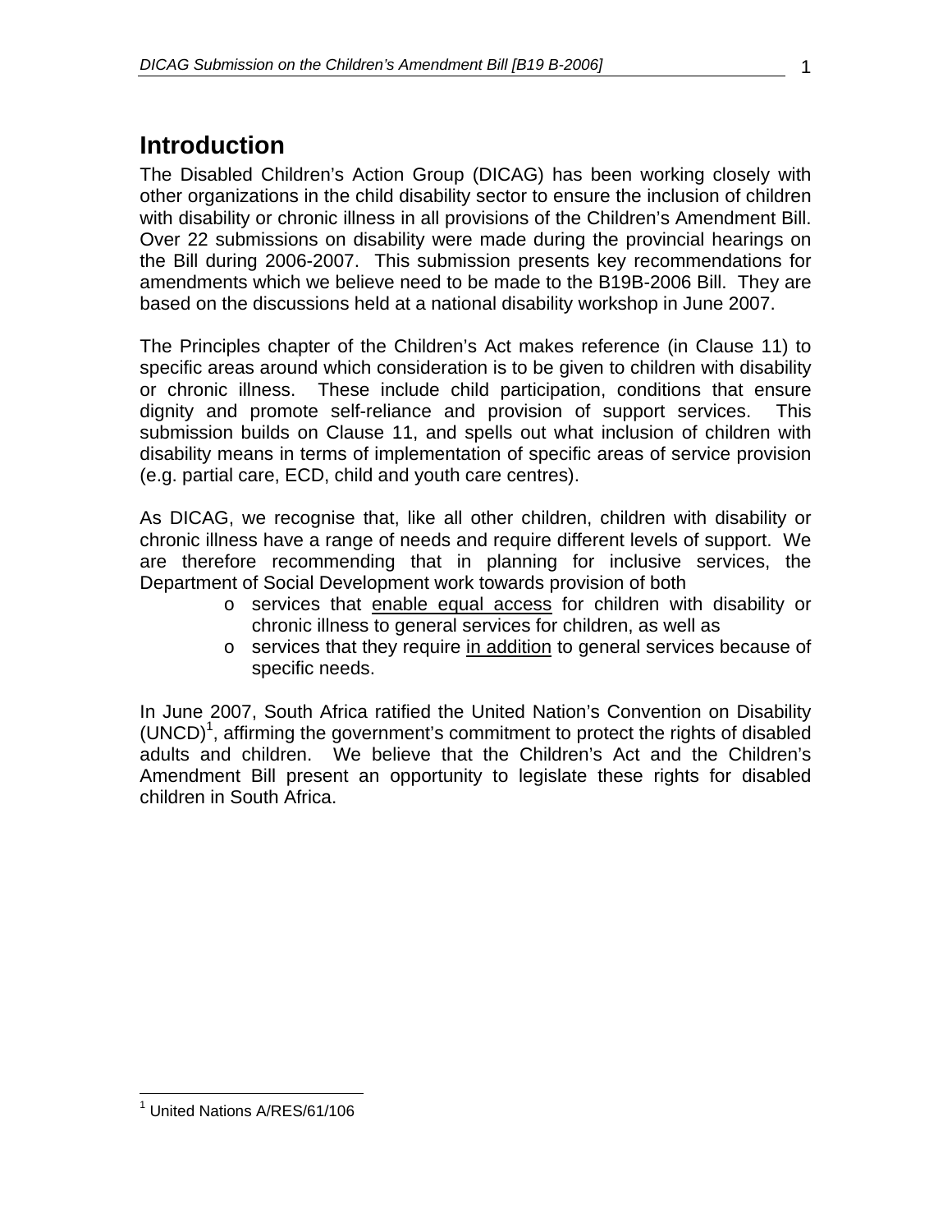## Introduction

The Disabled Children's Action Group (DICAG) has been working closely with other organizations in the child disability sector to ensure the inclusion of children with disability or chronic illness in all provisions of the Children's Amendment Bill. Over 22 submissions on disability were made during the provincial hearings on the Bill during 2006-2007. This submission presents key recommendations for amendments which we believe need to be made to the B19B-2006 Bill. They are based on the discussions held at a national disability workshop in June 2007.

The Principles chapter of the Children's Act makes reference (in Clause 11) to specific areas around which consideration is to be given to children with disability or chronic illness. These include child participation, conditions that ensure dignity and promote self-reliance and provision of support services. This submission builds on Clause 11, and spells out what inclusion of children with disability means in terms of implementation of specific areas of service provision (e.g. partial care, ECD, child and youth care centres).

As DICAG, we recognise that, like all other children, children with disability or chronic illness have a range of needs and require different levels of support. We are therefore recommending that in planning for inclusive services, the Department of Social Development work towards provision of both

- services that <u>enable equal access</u> for children with disability or chronic illness to general services for children, as well as
- services that they require <u>in addition</u> to general services because of specific needs.

In June 2007, South Africa ratified the United Nation's Convention on Disability (UNCD)[1], affirming the government's commitment to protect the rights of disabled adults and children. We believe that the Children's Act and the Children's Amendment Bill present an opportunity to legislate these rights for disabled children in South Africa.

[1] United Nations A/RES/61/106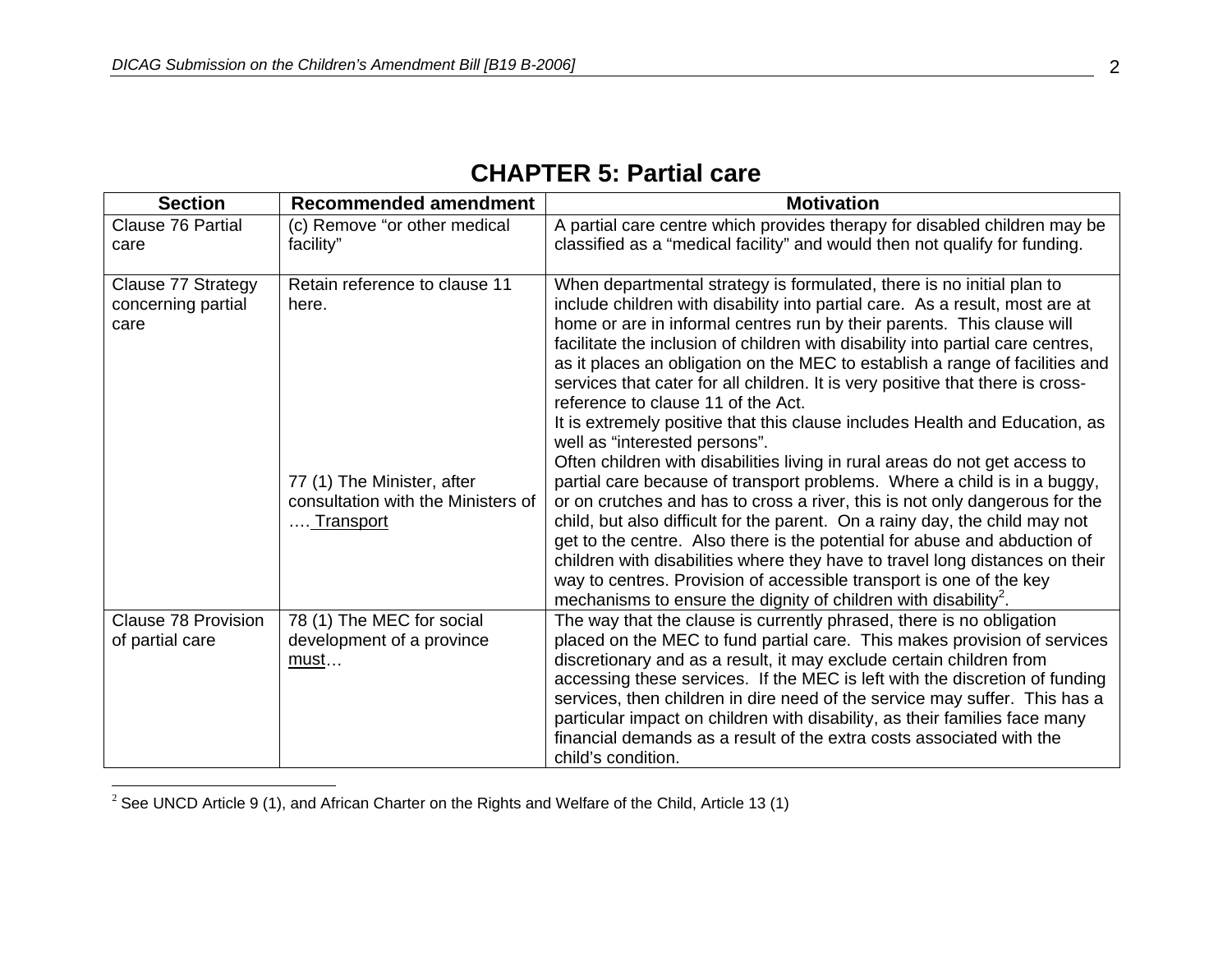# CHAPTER 5: Partial care

| Section | Recommended amendment | Motivation |
|---|---|---|
| Clause 76 Partial care | (c) Remove "or other medical facility" | A partial care centre which provides therapy for disabled children may be classified as a "medical facility" and would then not qualify for funding. |
| Clause 77 Strategy concerning partial care | Retain reference to clause 11 here.<br><br>77 (1) The Minister, after consultation with the Ministers of …. <u>Transport</u> | When departmental strategy is formulated, there is no initial plan to include children with disability into partial care. As a result, most are at home or are in informal centres run by their parents. This clause will facilitate the inclusion of children with disability into partial care centres, as it places an obligation on the MEC to establish a range of facilities and services that cater for all children. It is very positive that there is cross-reference to clause 11 of the Act.<br>It is extremely positive that this clause includes Health and Education, as well as "interested persons".<br>Often children with disabilities living in rural areas do not get access to partial care because of transport problems. Where a child is in a buggy, or on crutches and has to cross a river, this is not only dangerous for the child, but also difficult for the parent. On a rainy day, the child may not get to the centre. Also there is the potential for abuse and abduction of children with disabilities where they have to travel long distances on their way to centres. Provision of accessible transport is one of the key mechanisms to ensure the dignity of children with disability[2]. |
| Clause 78 Provision of partial care | 78 (1) The MEC for social development of a province <u>must</u>… | The way that the clause is currently phrased, there is no obligation placed on the MEC to fund partial care. This makes provision of services discretionary and as a result, it may exclude certain children from accessing these services. If the MEC is left with the discretion of funding services, then children in dire need of the service may suffer. This has a particular impact on children with disability, as their families face many financial demands as a result of the extra costs associated with the child's condition. |

[2] See UNCD Article 9 (1), and African Charter on the Rights and Welfare of the Child, Article 13 (1)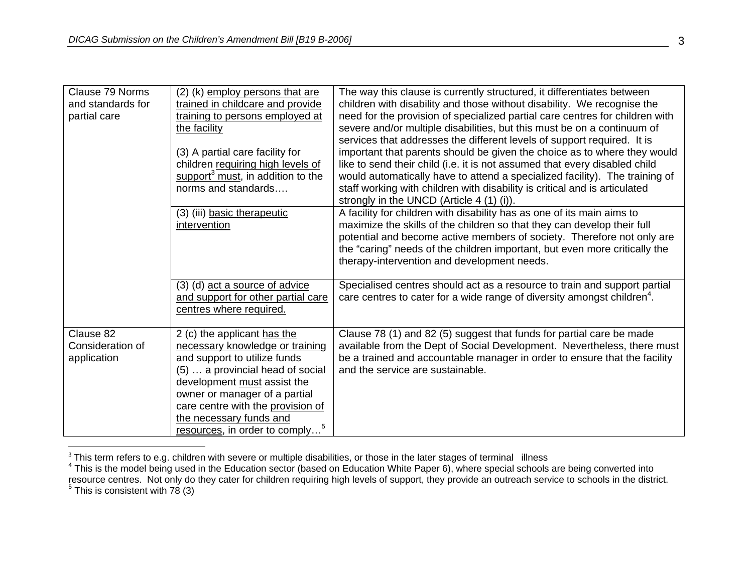| | | |
|---|---|---|
| Clause 79 Norms and standards for partial care | (2) (k) <u>employ persons that are trained in childcare and provide training to persons employed at the facility</u><br><br>(3) A partial care facility for children <u>requiring high levels of support[3] must</u>, in addition to the norms and standards…. | The way this clause is currently structured, it differentiates between children with disability and those without disability. We recognise the need for the provision of specialized partial care centres for children with severe and/or multiple disabilities, but this must be on a continuum of services that addresses the different levels of support required. It is important that parents should be given the choice as to where they would like to send their child (i.e. it is not assumed that every disabled child would automatically have to attend a specialized facility). The training of staff working with children with disability is critical and is articulated strongly in the UNCD (Article 4 (1) (i)). |
| | (3) (iii) <u>basic therapeutic intervention</u> | A facility for children with disability has as one of its main aims to maximize the skills of the children so that they can develop their full potential and become active members of society. Therefore not only are the "caring" needs of the children important, but even more critically the therapy-intervention and development needs. |
| | (3) (d) <u>act a source of advice and support for other partial care centres where required.</u> | Specialised centres should act as a resource to train and support partial care centres to cater for a wide range of diversity amongst children[4]. |
| Clause 82 Consideration of application | 2 (c) the applicant <u>has the necessary knowledge or training and support to utilize funds</u><br>(5) … a provincial head of social development <u>must</u> assist the owner or manager of a partial care centre with the <u>provision of the necessary funds and resources</u>, in order to comply…[5] | Clause 78 (1) and 82 (5) suggest that funds for partial care be made available from the Dept of Social Development. Nevertheless, there must be a trained and accountable manager in order to ensure that the facility and the service are sustainable. |

[3] This term refers to e.g. children with severe or multiple disabilities, or those in the later stages of terminal illness

[4] This is the model being used in the Education sector (based on Education White Paper 6), where special schools are being converted into resource centres. Not only do they cater for children requiring high levels of support, they provide an outreach service to schools in the district.

[5] This is consistent with 78 (3)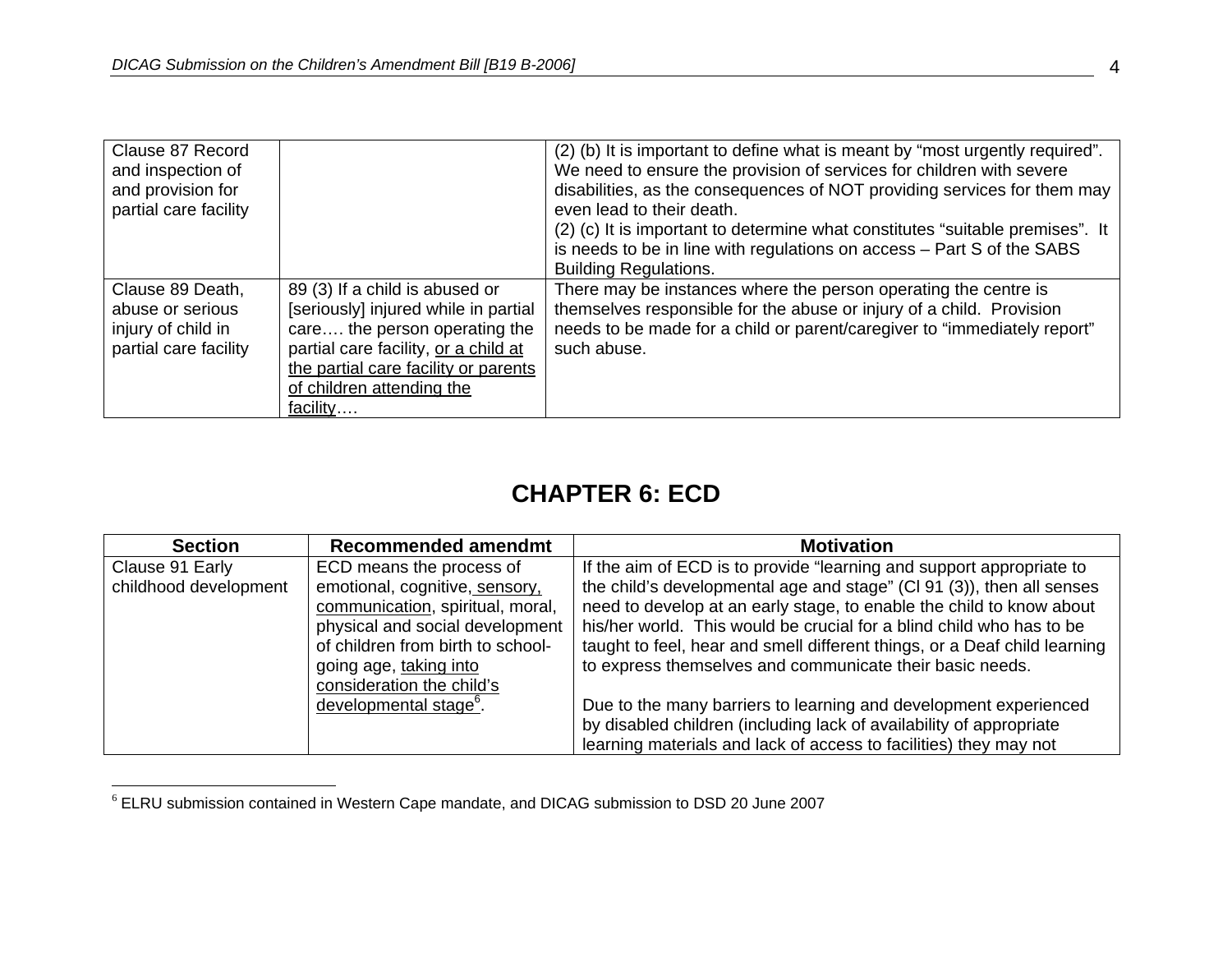| | | |
|---|---|---|
| Clause 87 Record and inspection of and provision for partial care facility | | (2) (b) It is important to define what is meant by "most urgently required". We need to ensure the provision of services for children with severe disabilities, as the consequences of NOT providing services for them may even lead to their death.<br>(2) (c) It is important to determine what constitutes "suitable premises". It is needs to be in line with regulations on access – Part S of the SABS Building Regulations. |
| Clause 89 Death, abuse or serious injury of child in partial care facility | 89 (3) If a child is abused or [seriously] injured while in partial care…. the person operating the partial care facility, <u>or a child at the partial care facility or parents of children attending the facility</u>…. | There may be instances where the person operating the centre is themselves responsible for the abuse or injury of a child. Provision needs to be made for a child or parent/caregiver to "immediately report" such abuse. |

## CHAPTER 6: ECD

| Section | Recommended amendmt | Motivation |
|---|---|---|
| Clause 91 Early childhood development | ECD means the process of emotional, cognitive, <u>sensory, communication</u>, spiritual, moral, physical and social development of children from birth to school-going age, <u>taking into consideration the child's developmental stage</u>[6]. | If the aim of ECD is to provide "learning and support appropriate to the child's developmental age and stage" (Cl 91 (3)), then all senses need to develop at an early stage, to enable the child to know about his/her world. This would be crucial for a blind child who has to be taught to feel, hear and smell different things, or a Deaf child learning to express themselves and communicate their basic needs.<br><br>Due to the many barriers to learning and development experienced by disabled children (including lack of availability of appropriate learning materials and lack of access to facilities) they may not |

[6] ELRU submission contained in Western Cape mandate, and DICAG submission to DSD 20 June 2007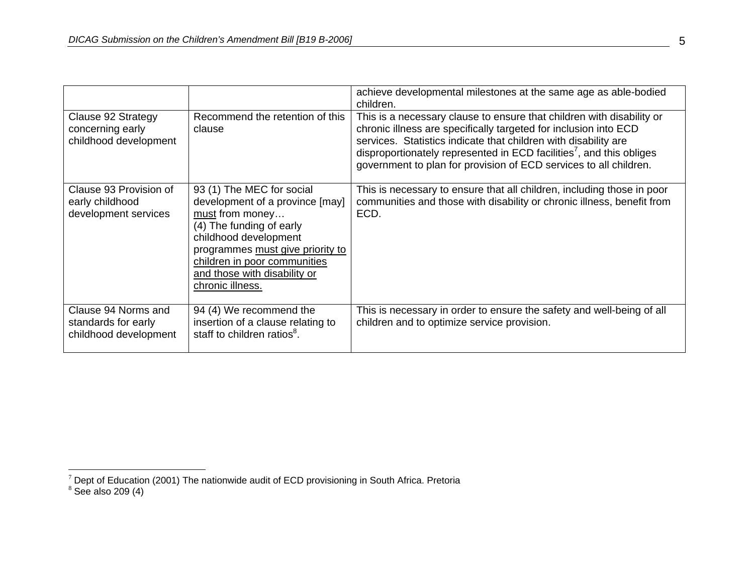| | | |
|---|---|---|
| | | achieve developmental milestones at the same age as able-bodied children. |
| Clause 92 Strategy concerning early childhood development | Recommend the retention of this clause | This is a necessary clause to ensure that children with disability or chronic illness are specifically targeted for inclusion into ECD services. Statistics indicate that children with disability are disproportionately represented in ECD facilities[7], and this obliges government to plan for provision of ECD services to all children. |
| Clause 93 Provision of early childhood development services | 93 (1) The MEC for social development of a province [may] <u>must</u> from money…<br>(4) The funding of early childhood development programmes <u>must give priority to children in poor communities and those with disability or chronic illness.</u> | This is necessary to ensure that all children, including those in poor communities and those with disability or chronic illness, benefit from ECD. |
| Clause 94 Norms and standards for early childhood development | 94 (4) We recommend the insertion of a clause relating to staff to children ratios[8]. | This is necessary in order to ensure the safety and well-being of all children and to optimize service provision. |

[7] Dept of Education (2001) The nationwide audit of ECD provisioning in South Africa. Pretoria

[8] See also 209 (4)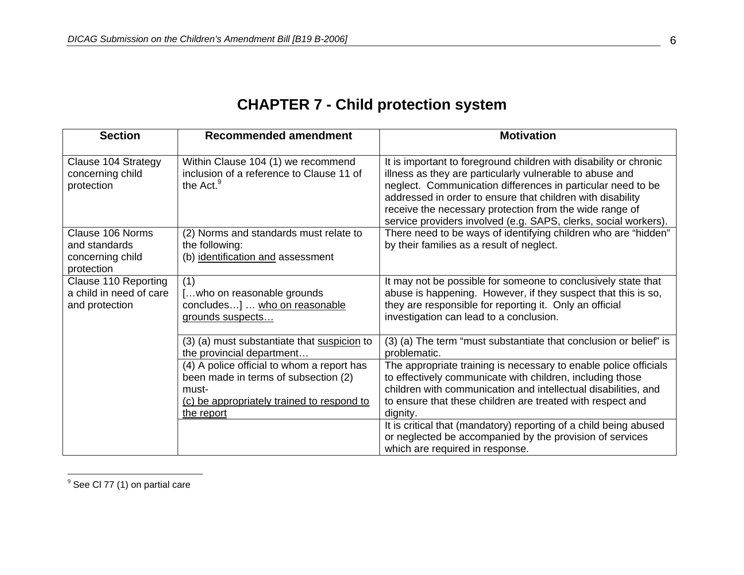# CHAPTER 7 - Child protection system

| Section | Recommended amendment | Motivation |
|---|---|---|
| Clause 104 Strategy concerning child protection | Within Clause 104 (1) we recommend inclusion of a reference to Clause 11 of the Act.[9] | It is important to foreground children with disability or chronic illness as they are particularly vulnerable to abuse and neglect. Communication differences in particular need to be addressed in order to ensure that children with disability receive the necessary protection from the wide range of service providers involved (e.g. SAPS, clerks, social workers). |
| Clause 106 Norms and standards concerning child protection | (2) Norms and standards must relate to the following:<br>(b) <u>identification and</u> assessment | There need to be ways of identifying children who are "hidden" by their families as a result of neglect. |
| Clause 110 Reporting a child in need of care and protection | (1)<br>[…who on reasonable grounds concludes…] … <u>who on reasonable grounds suspects…</u> | It may not be possible for someone to conclusively state that abuse is happening. However, if they suspect that this is so, they are responsible for reporting it. Only an official investigation can lead to a conclusion. |
| | (3) (a) must substantiate that <u>suspicion</u> to the provincial department… | (3) (a) The term "must substantiate that conclusion or belief" is problematic. |
| | (4) A police official to whom a report has been made in terms of subsection (2) must-<br><u>(c) be appropriately trained to respond to the report</u> | The appropriate training is necessary to enable police officials to effectively communicate with children, including those children with communication and intellectual disabilities, and to ensure that these children are treated with respect and dignity. |
| | | It is critical that (mandatory) reporting of a child being abused or neglected be accompanied by the provision of services which are required in response. |

[9] See Cl 77 (1) on partial care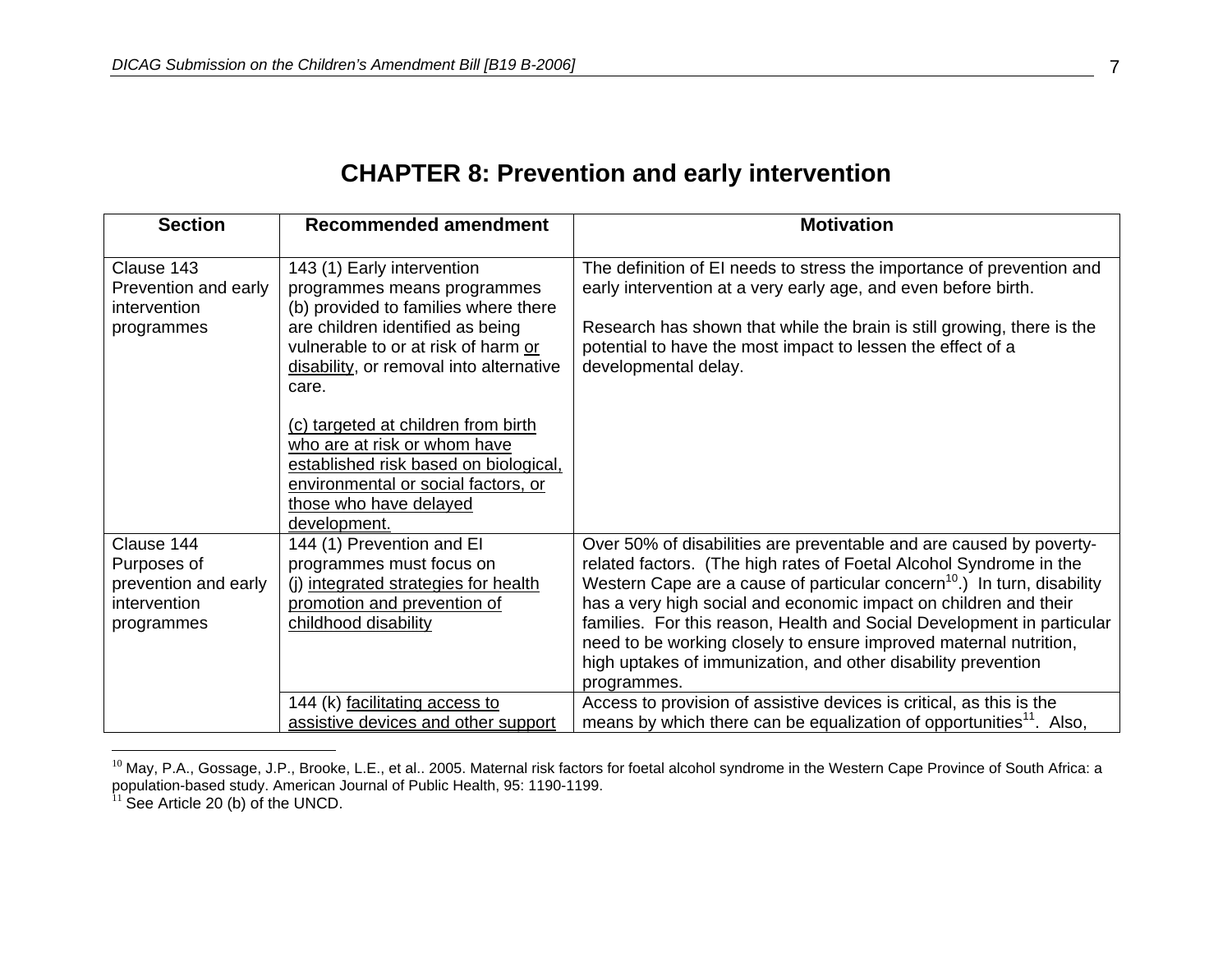# CHAPTER 8: Prevention and early intervention

| Section | Recommended amendment | Motivation |
|---|---|---|
| Clause 143 Prevention and early intervention programmes | 143 (1) Early intervention programmes means programmes (b) provided to families where there are children identified as being vulnerable to or at risk of harm <u>or disability</u>, or removal into alternative care.<br><br><u>(c) targeted at children from birth who are at risk or whom have established risk based on biological, environmental or social factors, or those who have delayed development.</u> | The definition of EI needs to stress the importance of prevention and early intervention at a very early age, and even before birth.<br><br>Research has shown that while the brain is still growing, there is the potential to have the most impact to lessen the effect of a developmental delay. |
| Clause 144 Purposes of prevention and early intervention programmes | 144 (1) Prevention and EI programmes must focus on (j) <u>integrated strategies for health promotion and prevention of childhood disability</u> | Over 50% of disabilities are preventable and are caused by poverty-related factors. (The high rates of Foetal Alcohol Syndrome in the Western Cape are a cause of particular concern[10].) In turn, disability has a very high social and economic impact on children and their families. For this reason, Health and Social Development in particular need to be working closely to ensure improved maternal nutrition, high uptakes of immunization, and other disability prevention programmes. |
| | 144 (k) <u>facilitating access to assistive devices and other support</u> | Access to provision of assistive devices is critical, as this is the means by which there can be equalization of opportunities[11]. Also, |

[10] May, P.A., Gossage, J.P., Brooke, L.E., et al.. 2005. Maternal risk factors for foetal alcohol syndrome in the Western Cape Province of South Africa: a population-based study. American Journal of Public Health, 95: 1190-1199.

[11] See Article 20 (b) of the UNCD.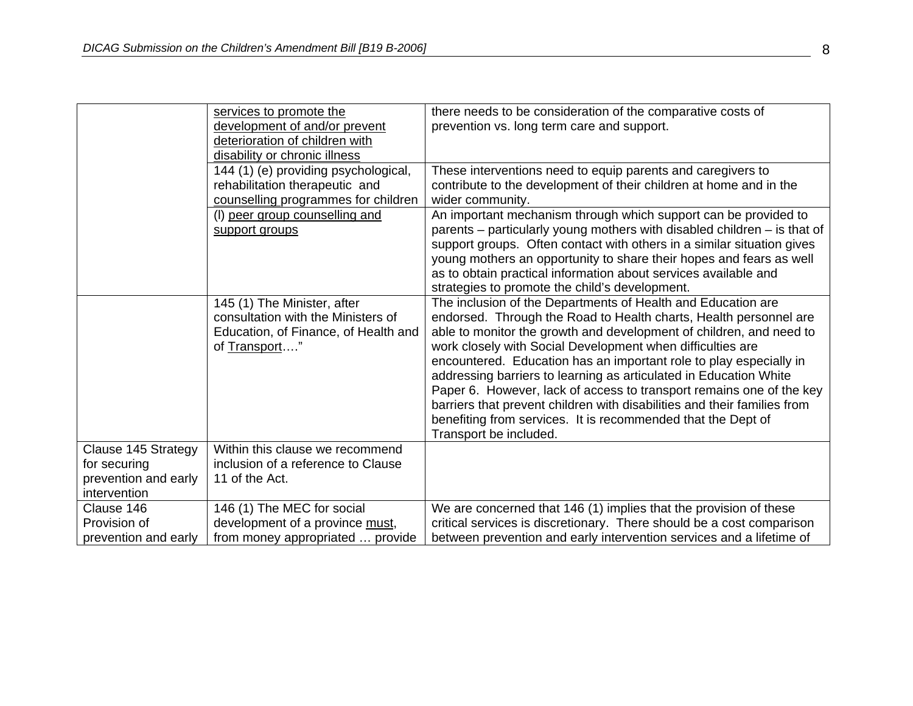| | | |
|---|---|---|
| | services to promote the development of and/or prevent deterioration of children with disability or chronic illness | there needs to be consideration of the comparative costs of prevention vs. long term care and support. |
| | 144 (1) (e) providing psychological, rehabilitation therapeutic and counselling programmes for children | These interventions need to equip parents and caregivers to contribute to the development of their children at home and in the wider community. |
| | (l) peer group counselling and support groups | An important mechanism through which support can be provided to parents – particularly young mothers with disabled children – is that of support groups. Often contact with others in a similar situation gives young mothers an opportunity to share their hopes and fears as well as to obtain practical information about services available and strategies to promote the child's development. |
| | 145 (1) The Minister, after consultation with the Ministers of Education, of Finance, of Health and of Transport…." | The inclusion of the Departments of Health and Education are endorsed. Through the Road to Health charts, Health personnel are able to monitor the growth and development of children, and need to work closely with Social Development when difficulties are encountered. Education has an important role to play especially in addressing barriers to learning as articulated in Education White Paper 6. However, lack of access to transport remains one of the key barriers that prevent children with disabilities and their families from benefiting from services. It is recommended that the Dept of Transport be included. |
| Clause 145 Strategy for securing prevention and early intervention | Within this clause we recommend inclusion of a reference to Clause 11 of the Act. | |
| Clause 146 Provision of prevention and early | 146 (1) The MEC for social development of a province must, from money appropriated … provide | We are concerned that 146 (1) implies that the provision of these critical services is discretionary. There should be a cost comparison between prevention and early intervention services and a lifetime of |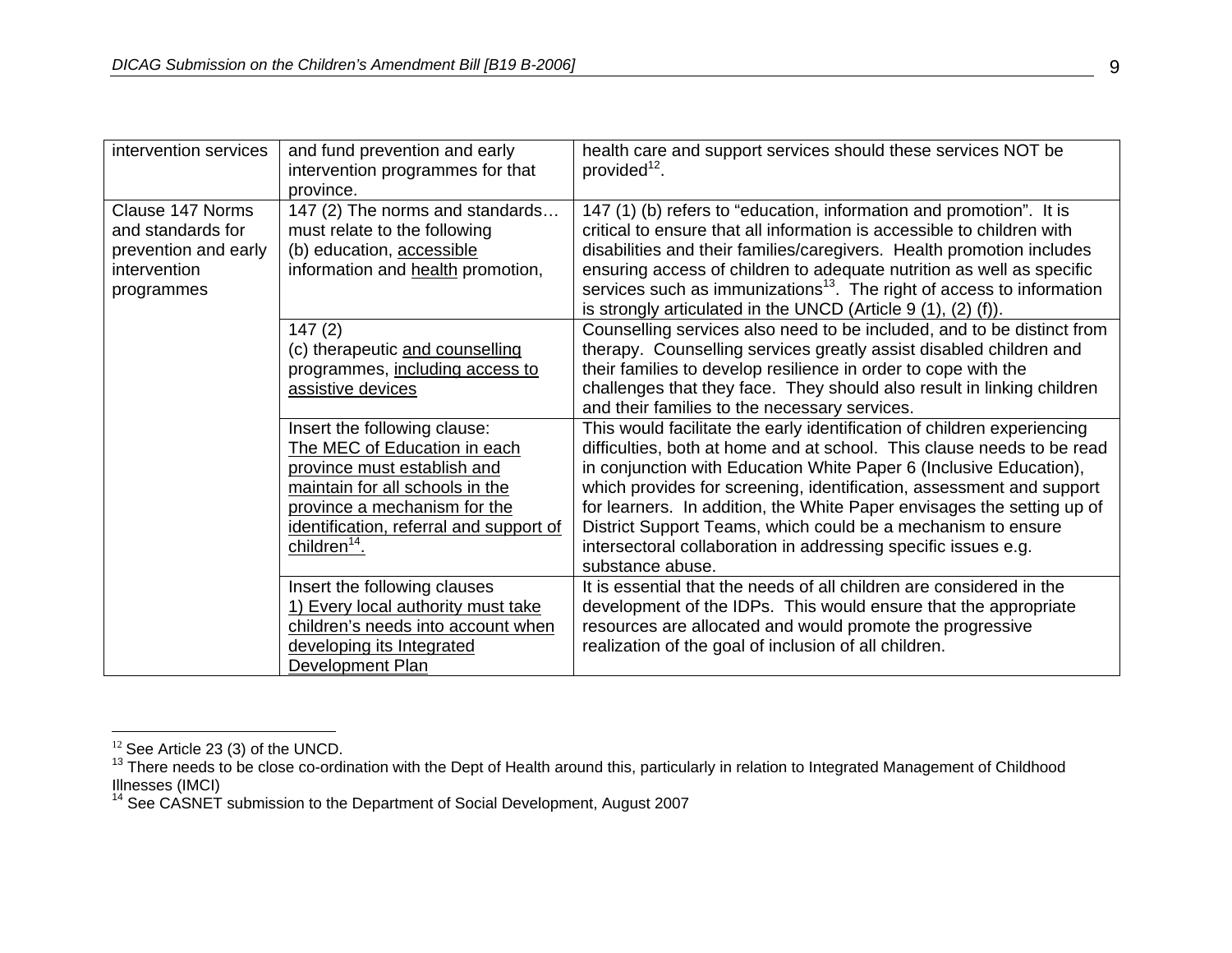| | | |
|---|---|---|
| intervention services | and fund prevention and early intervention programmes for that province. | health care and support services should these services NOT be provided[12]. |
| Clause 147 Norms and standards for prevention and early intervention programmes | 147 (2) The norms and standards… must relate to the following (b) education, <u>accessible</u> information and <u>health</u> promotion, | 147 (1) (b) refers to "education, information and promotion". It is critical to ensure that all information is accessible to children with disabilities and their families/caregivers. Health promotion includes ensuring access of children to adequate nutrition as well as specific services such as immunizations[13]. The right of access to information is strongly articulated in the UNCD (Article 9 (1), (2) (f)). |
| | 147 (2) (c) therapeutic <u>and counselling</u> programmes, <u>including access to assistive devices</u> | Counselling services also need to be included, and to be distinct from therapy. Counselling services greatly assist disabled children and their families to develop resilience in order to cope with the challenges that they face. They should also result in linking children and their families to the necessary services. |
| | Insert the following clause: <u>The MEC of Education in each province must establish and maintain for all schools in the province a mechanism for the identification, referral and support of children[14].</u> | This would facilitate the early identification of children experiencing difficulties, both at home and at school. This clause needs to be read in conjunction with Education White Paper 6 (Inclusive Education), which provides for screening, identification, assessment and support for learners. In addition, the White Paper envisages the setting up of District Support Teams, which could be a mechanism to ensure intersectoral collaboration in addressing specific issues e.g. substance abuse. |
| | Insert the following clauses <u>1) Every local authority must take children's needs into account when developing its Integrated Development Plan</u> | It is essential that the needs of all children are considered in the development of the IDPs. This would ensure that the appropriate resources are allocated and would promote the progressive realization of the goal of inclusion of all children. |

[12] See Article 23 (3) of the UNCD.

[13] There needs to be close co-ordination with the Dept of Health around this, particularly in relation to Integrated Management of Childhood Illnesses (IMCI)

[14] See CASNET submission to the Department of Social Development, August 2007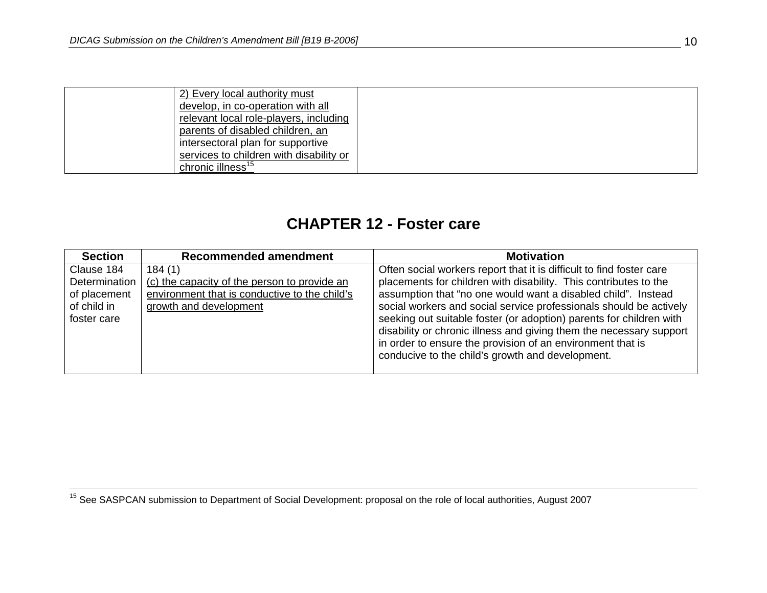| | 2) Every local authority must develop, in co-operation with all relevant local role-players, including parents of disabled children, an intersectoral plan for supportive services to children with disability or chronic illness[15] | |
|---|---|---|

## CHAPTER 12 - Foster care

| Section | Recommended amendment | Motivation |
|---|---|---|
| Clause 184 Determination of placement of child in foster care | 184 (1)<br>(c) the capacity of the person to provide an environment that is conductive to the child's growth and development | Often social workers report that it is difficult to find foster care placements for children with disability. This contributes to the assumption that "no one would want a disabled child". Instead social workers and social service professionals should be actively seeking out suitable foster (or adoption) parents for children with disability or chronic illness and giving them the necessary support in order to ensure the provision of an environment that is conducive to the child's growth and development. |

[15] See SASPCAN submission to Department of Social Development: proposal on the role of local authorities, August 2007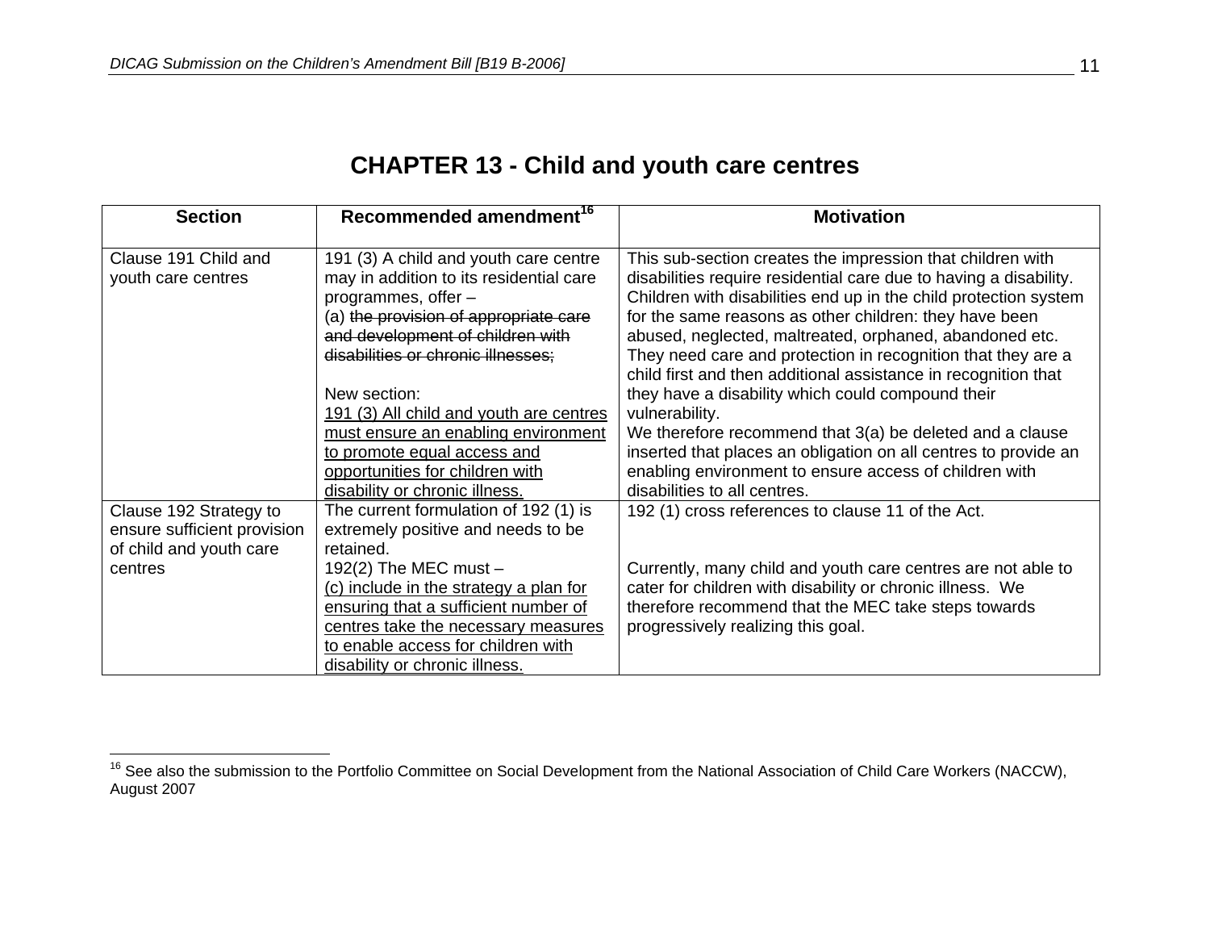## CHAPTER 13 - Child and youth care centres

| Section | Recommended amendment[16] | Motivation |
|---|---|---|
| Clause 191 Child and youth care centres | 191 (3) A child and youth care centre may in addition to its residential care programmes, offer – <br>(a) ~~the provision of appropriate care and development of children with disabilities or chronic illnesses;~~ <br><br>New section: <br><u>191 (3) All child and youth are centres must ensure an enabling environment to promote equal access and opportunities for children with disability or chronic illness.</u> | This sub-section creates the impression that children with disabilities require residential care due to having a disability. Children with disabilities end up in the child protection system for the same reasons as other children: they have been abused, neglected, maltreated, orphaned, abandoned etc. They need care and protection in recognition that they are a child first and then additional assistance in recognition that they have a disability which could compound their vulnerability. <br>We therefore recommend that 3(a) be deleted and a clause inserted that places an obligation on all centres to provide an enabling environment to ensure access of children with disabilities to all centres. |
| Clause 192 Strategy to ensure sufficient provision of child and youth care centres | The current formulation of 192 (1) is extremely positive and needs to be retained. <br>192(2) The MEC must – <br><u>(c) include in the strategy a plan for ensuring that a sufficient number of centres take the necessary measures to enable access for children with disability or chronic illness.</u> | 192 (1) cross references to clause 11 of the Act. <br><br><br>Currently, many child and youth care centres are not able to cater for children with disability or chronic illness. We therefore recommend that the MEC take steps towards progressively realizing this goal. |

[16] See also the submission to the Portfolio Committee on Social Development from the National Association of Child Care Workers (NACCW), August 2007